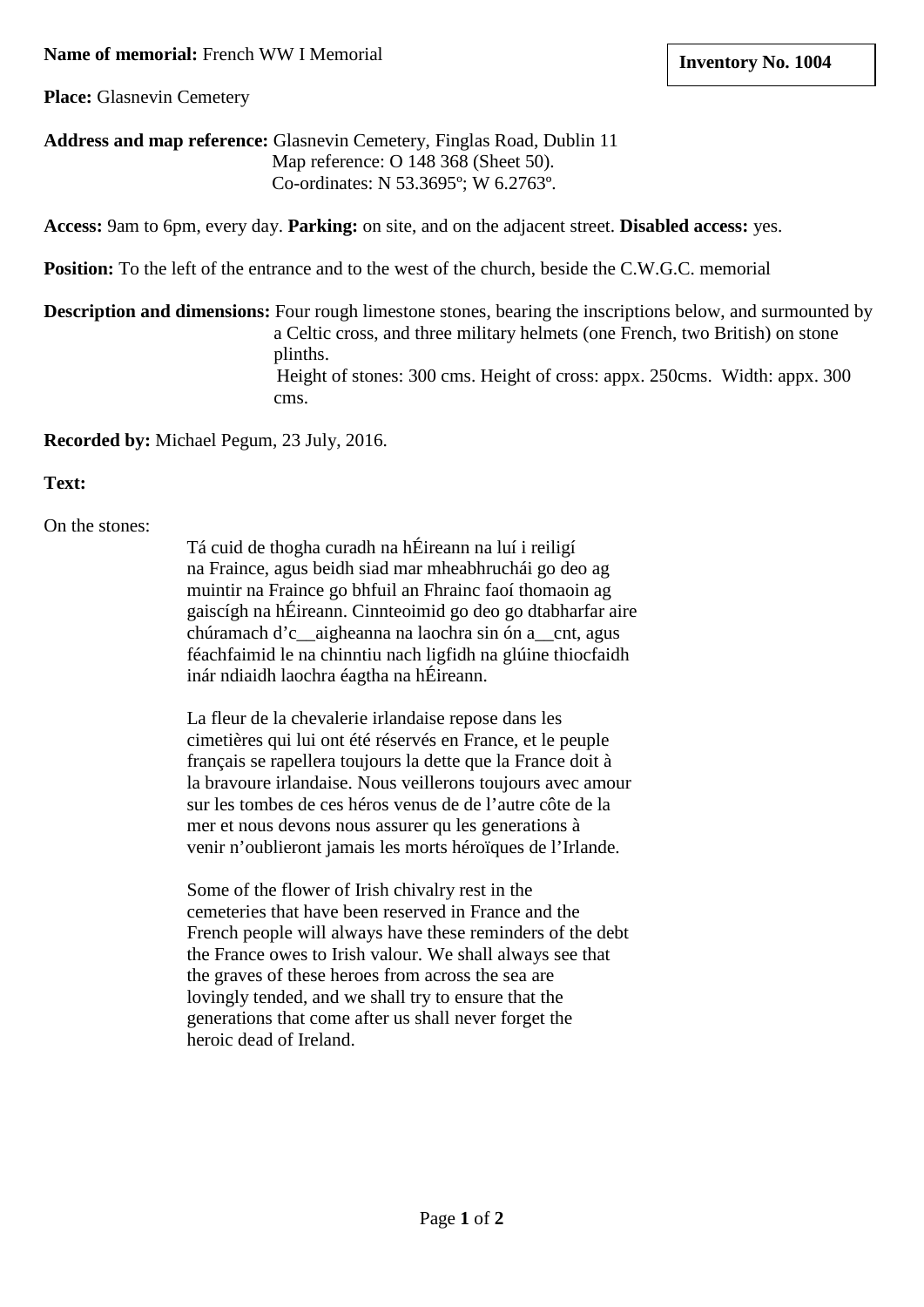**Name of memorial:** French WW I Memorial

**Inventory No. 1004**

**Place:** Glasnevin Cemetery

**Address and map reference:** Glasnevin Cemetery, Finglas Road, Dublin 11
Map reference: O 148 368 (Sheet 50).
Co-ordinates: N 53.3695º; W 6.2763º.

**Access:** 9am to 6pm, every day. **Parking:** on site, and on the adjacent street. **Disabled access:** yes.

**Position:** To the left of the entrance and to the west of the church, beside the C.W.G.C. memorial

**Description and dimensions:** Four rough limestone stones, bearing the inscriptions below, and surmounted by a Celtic cross, and three military helmets (one French, two British) on stone plinths.
Height of stones: 300 cms. Height of cross: appx. 250cms. Width: appx. 300 cms.

**Recorded by:** Michael Pegum, 23 July, 2016.

**Text:**

On the stones:

Tá cuid de thogha curadh na hÉireann na luí i reiligí
na Fraince, agus beidh siad mar mheabhruchái go deo ag
muintir na Fraince go bhfuil an Fhrainc faoí thomaoin ag
gaiscígh na hÉireann. Cinnteoimid go deo go dtabharfar aire
chúramach d'c__aigheanna na laochra sin ón a__cnt, agus
féachfaimid le na chinntiu nach ligfidh na glúine thiocfaidh
inár ndiaidh laochra éagtha na hÉireann.

La fleur de la chevalerie irlandaise repose dans les
cimetières qui lui ont été réservés en France, et le peuple
français se rapellera toujours la dette que la France doit à
la bravoure irlandaise. Nous veillerons toujours avec amour
sur les tombes de ces héros venus de de l'autre côte de la
mer et nous devons nous assurer qu les generations à
venir n'oublieront jamais les morts héroïques de l'Irlande.

Some of the flower of Irish chivalry rest in the
cemeteries that have been reserved in France and the
French people will always have these reminders of the debt
the France owes to Irish valour. We shall always see that
the graves of these heroes from across the sea are
lovingly tended, and we shall try to ensure that the
generations that come after us shall never forget the
heroic dead of Ireland.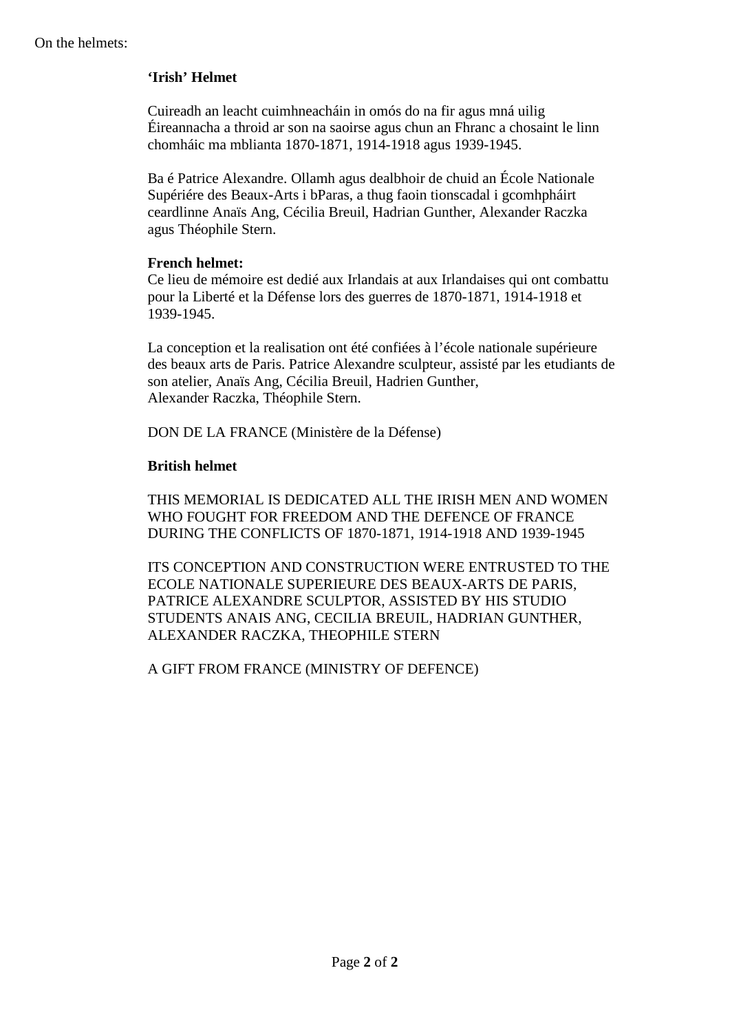On the helmets:

**'Irish' Helmet**

Cuireadh an leacht cuimhneacháin in omós do na fir agus mná uilig Éireannacha a throid ar son na saoirse agus chun an Fhranc a chosaint le linn chomháic ma mblianta 1870-1871, 1914-1918 agus 1939-1945.

Ba é Patrice Alexandre. Ollamh agus dealbhoir de chuid an École Nationale Supériére des Beaux-Arts i bParas, a thug faoin tionscadal i gcomhpháirt ceardlinne Anaïs Ang, Cécilia Breuil, Hadrian Gunther, Alexander Raczka agus Théophile Stern.

**French helmet:**
Ce lieu de mémoire est dedié aux Irlandais at aux Irlandaises qui ont combattu pour la Liberté et la Défense lors des guerres de 1870-1871, 1914-1918 et 1939-1945.

La conception et la realisation ont été confiées à l'école nationale supérieure des beaux arts de Paris. Patrice Alexandre sculpteur, assisté par les etudiants de son atelier, Anaïs Ang, Cécilia Breuil, Hadrien Gunther, Alexander Raczka, Théophile Stern.

DON DE LA FRANCE (Ministère de la Défense)

**British helmet**

THIS MEMORIAL IS DEDICATED ALL THE IRISH MEN AND WOMEN WHO FOUGHT FOR FREEDOM AND THE DEFENCE OF FRANCE DURING THE CONFLICTS OF 1870-1871, 1914-1918 AND 1939-1945

ITS CONCEPTION AND CONSTRUCTION WERE ENTRUSTED TO THE ECOLE NATIONALE SUPERIEURE DES BEAUX-ARTS DE PARIS, PATRICE ALEXANDRE SCULPTOR, ASSISTED BY HIS STUDIO STUDENTS ANAIS ANG, CECILIA BREUIL, HADRIAN GUNTHER, ALEXANDER RACZKA, THEOPHILE STERN

A GIFT FROM FRANCE (MINISTRY OF DEFENCE)